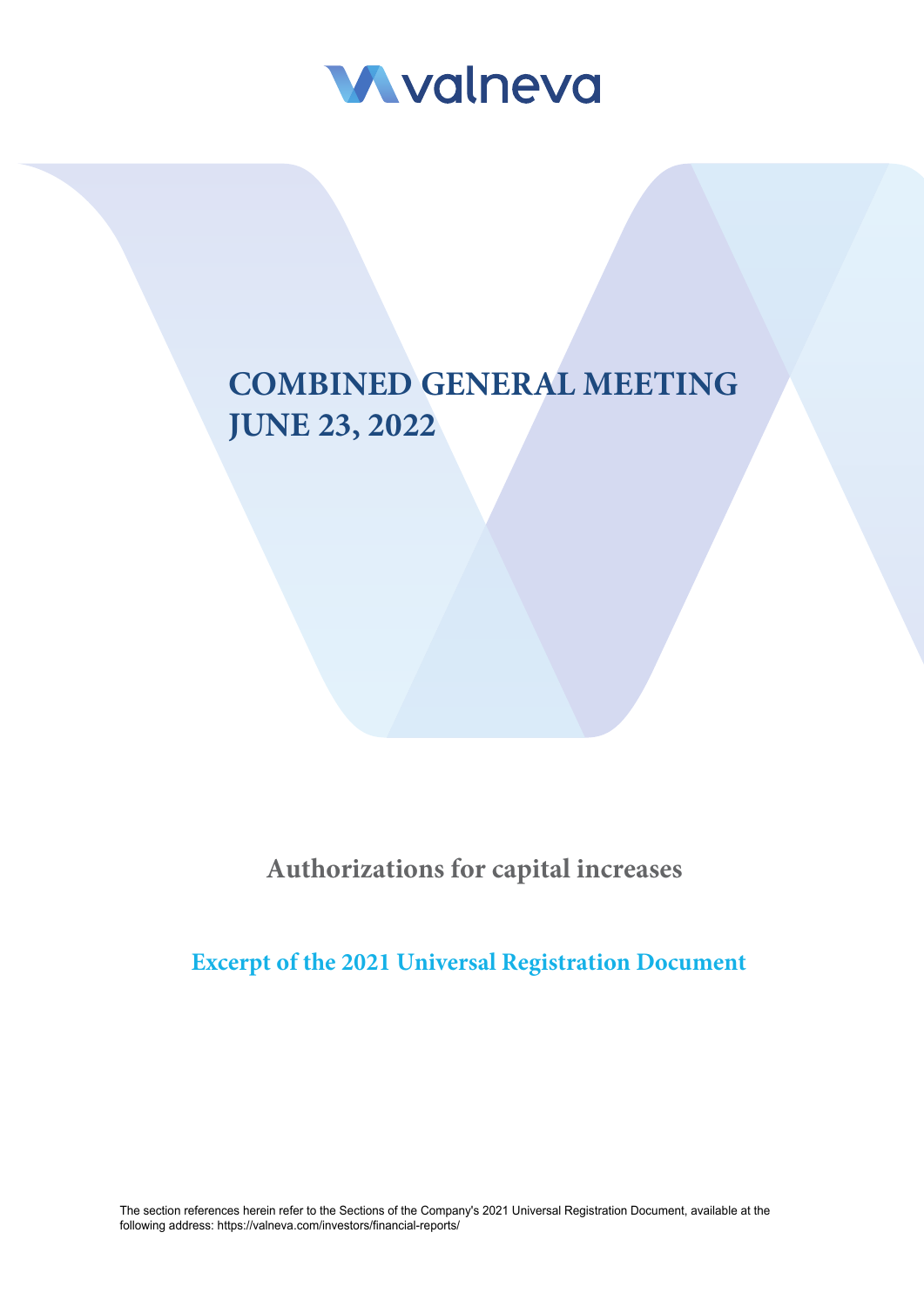valneva

# COMBINED GENERAL MEETING JUNE 23, 2022

## Authorizations for capital increases

### Excerpt of the 2021 Universal Registration Document

The section references herein refer to the Sections of the Company's 2021 Universal Registration Document, available at the following address: https://valneva.com/investors/financial-reports/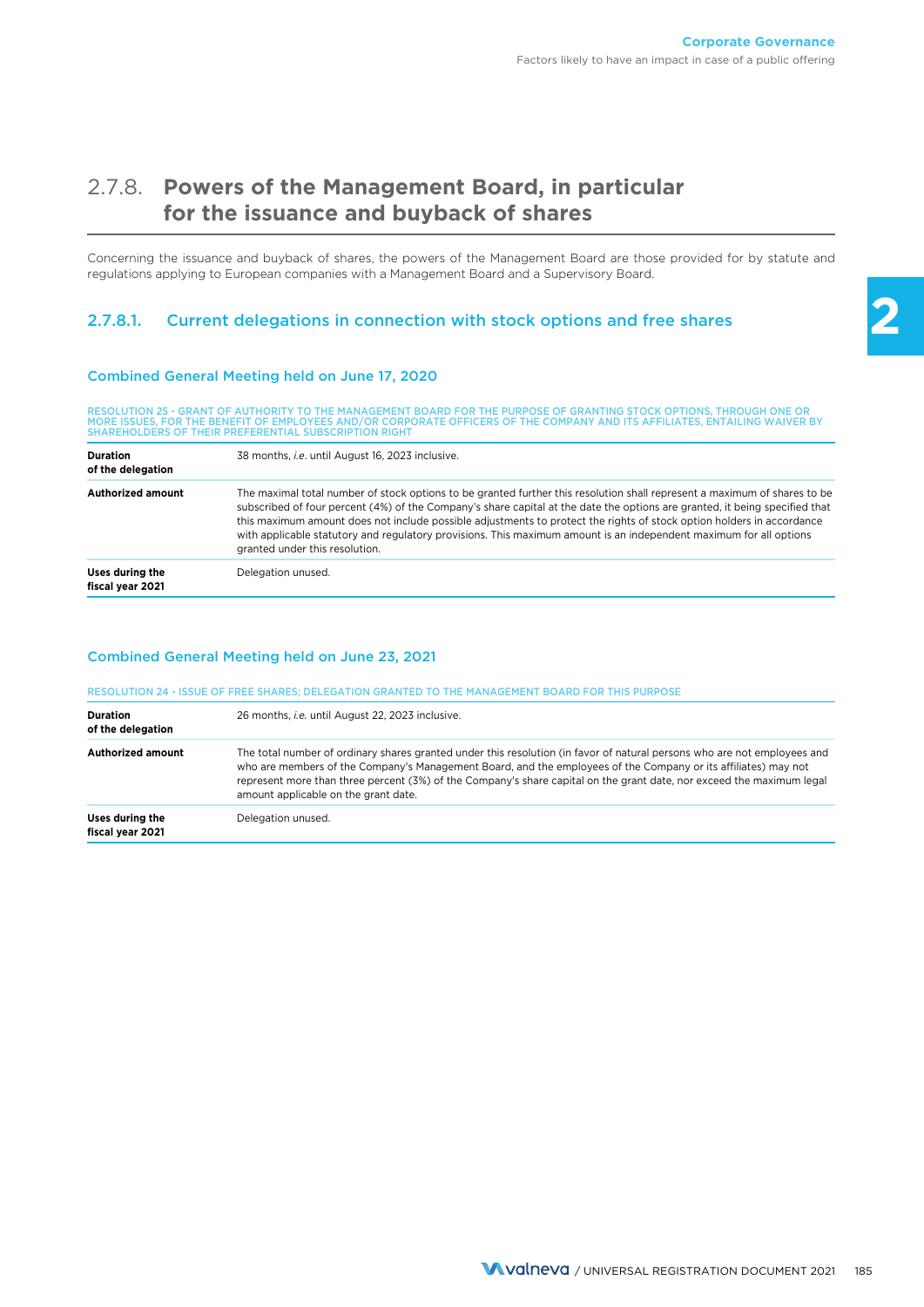## 2.7.8. **Powers of the Management Board, in particular for the issuance and buyback of shares**

Concerning the issuance and buyback of shares, the powers of the Management Board are those provided for by statute and regulations applying to European companies with a Management Board and a Supervisory Board.

### 2.7.8.1. Current delegations in connection with stock options and free shares

#### Combined General Meeting held on June 17, 2020

RESOLUTION 25 - GRANT OF AUTHORITY TO THE MANAGEMENT BOARD FOR THE PURPOSE OF GRANTING STOCK OPTIONS, THROUGH ONE OR MORE ISSUES, FOR THE BENEFIT OF EMPLOYEES AND/OR CORPORATE OFFICERS OF THE COMPANY AND ITS AFFILIATES, ENTAILING WAIVER BY SHAREHOLDERS OF THEIR PREFERENTIAL SUBSCRIPTION RIGHT

| | |
|---|---|
| **Duration of the delegation** | 38 months, *i.e.* until August 16, 2023 inclusive. |
| **Authorized amount** | The maximal total number of stock options to be granted further this resolution shall represent a maximum of shares to be subscribed of four percent (4%) of the Company's share capital at the date the options are granted, it being specified that this maximum amount does not include possible adjustments to protect the rights of stock option holders in accordance with applicable statutory and regulatory provisions. This maximum amount is an independent maximum for all options granted under this resolution. |
| **Uses during the fiscal year 2021** | Delegation unused. |

#### Combined General Meeting held on June 23, 2021

RESOLUTION 24 - ISSUE OF FREE SHARES; DELEGATION GRANTED TO THE MANAGEMENT BOARD FOR THIS PURPOSE

| | |
|---|---|
| **Duration of the delegation** | 26 months, *i.e.* until August 22, 2023 inclusive. |
| **Authorized amount** | The total number of ordinary shares granted under this resolution (in favor of natural persons who are not employees and who are members of the Company's Management Board, and the employees of the Company or its affiliates) may not represent more than three percent (3%) of the Company's share capital on the grant date, nor exceed the maximum legal amount applicable on the grant date. |
| **Uses during the fiscal year 2021** | Delegation unused. |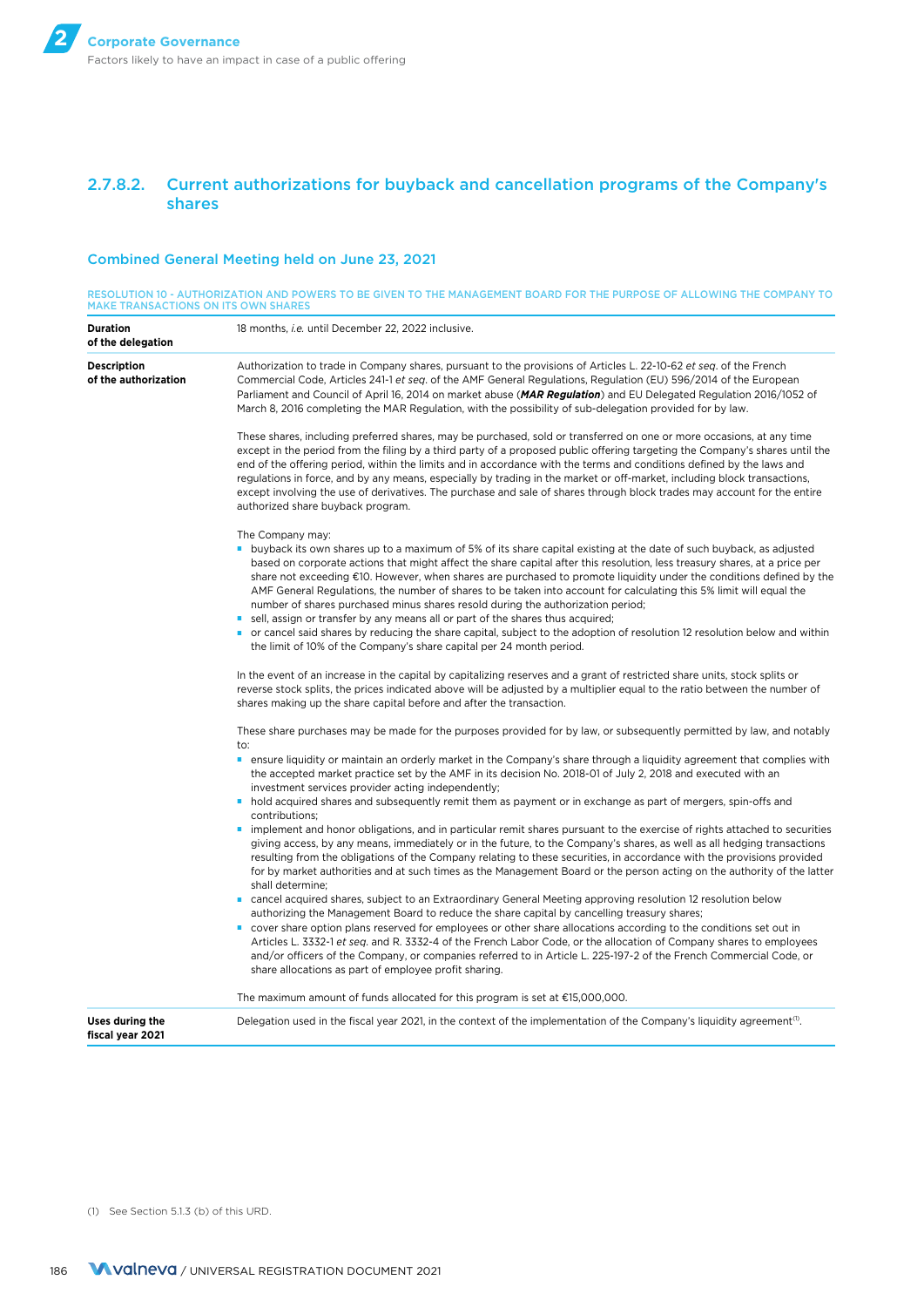## 2.7.8.2. Current authorizations for buyback and cancellation programs of the Company's shares

### Combined General Meeting held on June 23, 2021

**RESOLUTION 10 - AUTHORIZATION AND POWERS TO BE GIVEN TO THE MANAGEMENT BOARD FOR THE PURPOSE OF ALLOWING THE COMPANY TO MAKE TRANSACTIONS ON ITS OWN SHARES**

| | |
|---|---|
| **Duration of the delegation** | 18 months, *i.e.* until December 22, 2022 inclusive. |
| **Description of the authorization** | Authorization to trade in Company shares, pursuant to the provisions of Articles L. 22-10-62 *et seq*. of the French Commercial Code, Articles 241-1 *et seq.* of the AMF General Regulations, Regulation (EU) 596/2014 of the European Parliament and Council of April 16, 2014 on market abuse (***MAR Regulation***) and EU Delegated Regulation 2016/1052 of March 8, 2016 completing the MAR Regulation, with the possibility of sub-delegation provided for by law.<br><br>These shares, including preferred shares, may be purchased, sold or transferred on one or more occasions, at any time except in the period from the filing by a third party of a proposed public offering targeting the Company's shares until the end of the offering period, within the limits and in accordance with the terms and conditions defined by the laws and regulations in force, and by any means, especially by trading in the market or off-market, including block transactions, except involving the use of derivatives. The purchase and sale of shares through block trades may account for the entire authorized share buyback program.<br><br>The Company may:<br>▪ buyback its own shares up to a maximum of 5% of its share capital existing at the date of such buyback, as adjusted based on corporate actions that might affect the share capital after this resolution, less treasury shares, at a price per share not exceeding €10. However, when shares are purchased to promote liquidity under the conditions defined by the AMF General Regulations, the number of shares to be taken into account for calculating this 5% limit will equal the number of shares purchased minus shares resold during the authorization period;<br>▪ sell, assign or transfer by any means all or part of the shares thus acquired;<br>▪ or cancel said shares by reducing the share capital, subject to the adoption of resolution 12 resolution below and within the limit of 10% of the Company's share capital per 24 month period.<br><br>In the event of an increase in the capital by capitalizing reserves and a grant of restricted share units, stock splits or reverse stock splits, the prices indicated above will be adjusted by a multiplier equal to the ratio between the number of shares making up the share capital before and after the transaction.<br><br>These share purchases may be made for the purposes provided for by law, or subsequently permitted by law, and notably to:<br>▪ ensure liquidity or maintain an orderly market in the Company's share through a liquidity agreement that complies with the accepted market practice set by the AMF in its decision No. 2018-01 of July 2, 2018 and executed with an investment services provider acting independently;<br>▪ hold acquired shares and subsequently remit them as payment or in exchange as part of mergers, spin-offs and contributions;<br>▪ implement and honor obligations, and in particular remit shares pursuant to the exercise of rights attached to securities giving access, by any means, immediately or in the future, to the Company's shares, as well as all hedging transactions resulting from the obligations of the Company relating to these securities, in accordance with the provisions provided for by market authorities and at such times as the Management Board or the person acting on the authority of the latter shall determine;<br>▪ cancel acquired shares, subject to an Extraordinary General Meeting approving resolution 12 resolution below authorizing the Management Board to reduce the share capital by cancelling treasury shares;<br>▪ cover share option plans reserved for employees or other share allocations according to the conditions set out in Articles L. 3332-1 *et seq.* and R. 3332-4 of the French Labor Code, or the allocation of Company shares to employees and/or officers of the Company, or companies referred to in Article L. 225-197-2 of the French Commercial Code, or share allocations as part of employee profit sharing.<br><br>The maximum amount of funds allocated for this program is set at €15,000,000. |
| **Uses during the fiscal year 2021** | Delegation used in the fiscal year 2021, in the context of the implementation of the Company's liquidity agreement[1]. |

(1) See Section 5.1.3 (b) of this URD.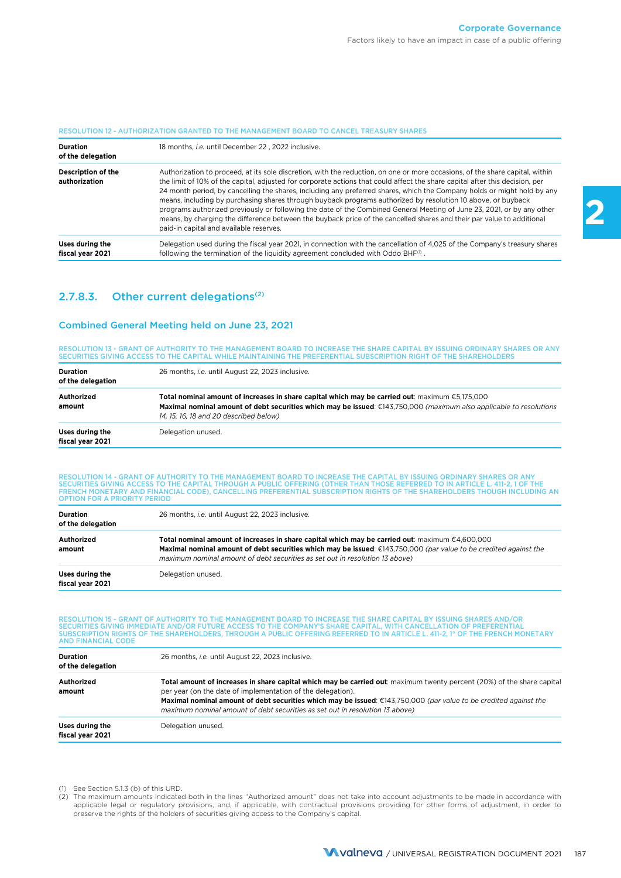#### RESOLUTION 12 - AUTHORIZATION GRANTED TO THE MANAGEMENT BOARD TO CANCEL TREASURY SHARES

| | |
|---|---|
| **Duration of the delegation** | 18 months, *i.e.* until December 22 , 2022 inclusive. |
| **Description of the authorization** | Authorization to proceed, at its sole discretion, with the reduction, on one or more occasions, of the share capital, within the limit of 10% of the capital, adjusted for corporate actions that could affect the share capital after this decision, per 24 month period, by cancelling the shares, including any preferred shares, which the Company holds or might hold by any means, including by purchasing shares through buyback programs authorized by resolution 10 above, or buyback programs authorized previously or following the date of the Combined General Meeting of June 23, 2021, or by any other means, by charging the difference between the buyback price of the cancelled shares and their par value to additional paid-in capital and available reserves. |
| **Uses during the fiscal year 2021** | Delegation used during the fiscal year 2021, in connection with the cancellation of 4,025 of the Company's treasury shares following the termination of the liquidity agreement concluded with Oddo BHF[(1)] . |

### 2.7.8.3. Other current delegations[(2)]

#### Combined General Meeting held on June 23, 2021

##### RESOLUTION 13 - GRANT OF AUTHORITY TO THE MANAGEMENT BOARD TO INCREASE THE SHARE CAPITAL BY ISSUING ORDINARY SHARES OR ANY SECURITIES GIVING ACCESS TO THE CAPITAL WHILE MAINTAINING THE PREFERENTIAL SUBSCRIPTION RIGHT OF THE SHAREHOLDERS

| | |
|---|---|
| **Duration of the delegation** | 26 months, *i.e.* until August 22, 2023 inclusive. |
| **Authorized amount** | **Total nominal amount of increases in share capital which may be carried out**: maximum €5,175,000<br>**Maximal nominal amount of debt securities which may be issued**: €143,750,000 *(maximum also applicable to resolutions 14, 15, 16, 18 and 20 described below)* |
| **Uses during the fiscal year 2021** | Delegation unused. |

##### RESOLUTION 14 - GRANT OF AUTHORITY TO THE MANAGEMENT BOARD TO INCREASE THE CAPITAL BY ISSUING ORDINARY SHARES OR ANY SECURITIES GIVING ACCESS TO THE CAPITAL THROUGH A PUBLIC OFFERING (OTHER THAN THOSE REFERRED TO IN ARTICLE L. 411-2, 1 OF THE FRENCH MONETARY AND FINANCIAL CODE), CANCELLING PREFERENTIAL SUBSCRIPTION RIGHTS OF THE SHAREHOLDERS THOUGH INCLUDING AN OPTION FOR A PRIORITY PERIOD

| | |
|---|---|
| **Duration of the delegation** | 26 months, *i.e.* until August 22, 2023 inclusive. |
| **Authorized amount** | **Total nominal amount of increases in share capital which may be carried out**: maximum €4,600,000<br>**Maximal nominal amount of debt securities which may be issued**: €143,750,000 *(par value to be credited against the maximum nominal amount of debt securities as set out in resolution 13 above)* |
| **Uses during the fiscal year 2021** | Delegation unused. |

##### RESOLUTION 15 - GRANT OF AUTHORITY TO THE MANAGEMENT BOARD TO INCREASE THE SHARE CAPITAL BY ISSUING SHARES AND/OR SECURITIES GIVING IMMEDIATE AND/OR FUTURE ACCESS TO THE COMPANY'S SHARE CAPITAL, WITH CANCELLATION OF PREFERENTIAL SUBSCRIPTION RIGHTS OF THE SHAREHOLDERS, THROUGH A PUBLIC OFFERING REFERRED TO IN ARTICLE L. 411-2, 1° OF THE FRENCH MONETARY AND FINANCIAL CODE

| | |
|---|---|
| **Duration of the delegation** | 26 months, *i.e.* until August 22, 2023 inclusive. |
| **Authorized amount** | **Total amount of increases in share capital which may be carried out**: maximum twenty percent (20%) of the share capital per year (on the date of implementation of the delegation).<br>**Maximal nominal amount of debt securities which may be issued**: €143,750,000 *(par value to be credited against the maximum nominal amount of debt securities as set out in resolution 13 above)* |
| **Uses during the fiscal year 2021** | Delegation unused. |

(1) See Section 5.1.3 (b) of this URD.

(2) The maximum amounts indicated both in the lines "Authorized amount" does not take into account adjustments to be made in accordance with applicable legal or regulatory provisions, and, if applicable, with contractual provisions providing for other forms of adjustment, in order to preserve the rights of the holders of securities giving access to the Company's capital.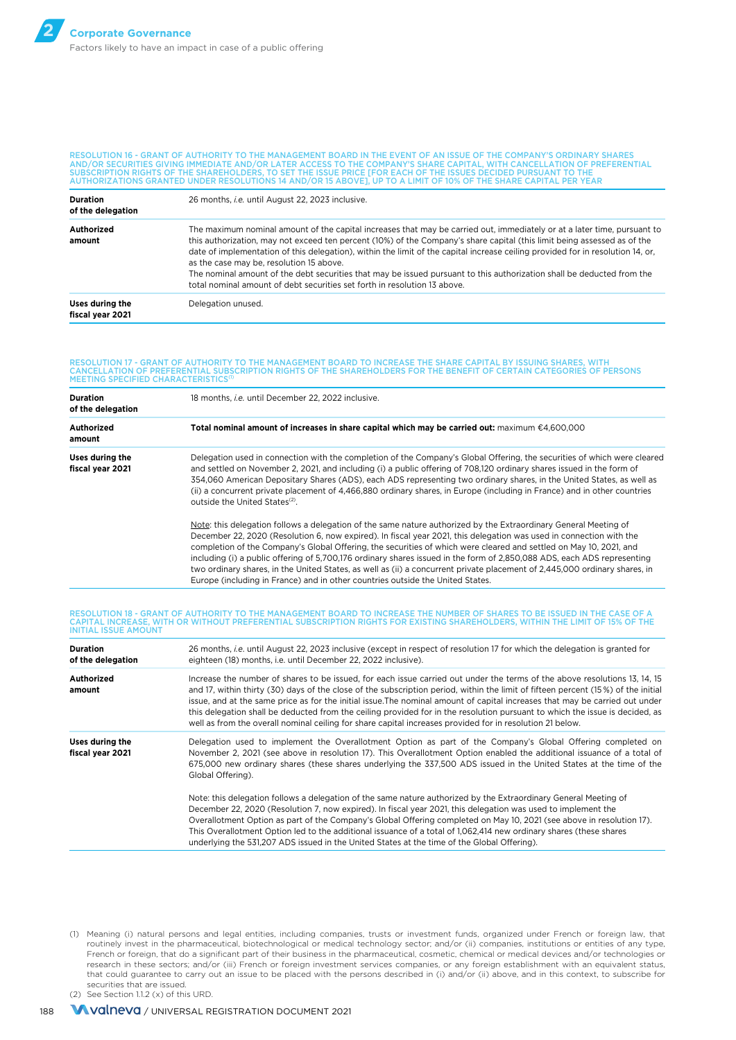#### RESOLUTION 16 - GRANT OF AUTHORITY TO THE MANAGEMENT BOARD IN THE EVENT OF AN ISSUE OF THE COMPANY'S ORDINARY SHARES AND/OR SECURITIES GIVING IMMEDIATE AND/OR LATER ACCESS TO THE COMPANY'S SHARE CAPITAL, WITH CANCELLATION OF PREFERENTIAL SUBSCRIPTION RIGHTS OF THE SHAREHOLDERS, TO SET THE ISSUE PRICE [FOR EACH OF THE ISSUES DECIDED PURSUANT TO THE AUTHORIZATIONS GRANTED UNDER RESOLUTIONS 14 AND/OR 15 ABOVE], UP TO A LIMIT OF 10% OF THE SHARE CAPITAL PER YEAR

| | |
|---|---|
| **Duration of the delegation** | 26 months, *i.e.* until August 22, 2023 inclusive. |
| **Authorized amount** | The maximum nominal amount of the capital increases that may be carried out, immediately or at a later time, pursuant to this authorization, may not exceed ten percent (10%) of the Company's share capital (this limit being assessed as of the date of implementation of this delegation), within the limit of the capital increase ceiling provided for in resolution 14, or, as the case may be, resolution 15 above.<br>The nominal amount of the debt securities that may be issued pursuant to this authorization shall be deducted from the total nominal amount of debt securities set forth in resolution 13 above. |
| **Uses during the fiscal year 2021** | Delegation unused. |

#### RESOLUTION 17 - GRANT OF AUTHORITY TO THE MANAGEMENT BOARD TO INCREASE THE SHARE CAPITAL BY ISSUING SHARES, WITH CANCELLATION OF PREFERENTIAL SUBSCRIPTION RIGHTS OF THE SHAREHOLDERS FOR THE BENEFIT OF CERTAIN CATEGORIES OF PERSONS MEETING SPECIFIED CHARACTERISTICS[1]

| | |
|---|---|
| **Duration of the delegation** | 18 months, *i.e.* until December 22, 2022 inclusive. |
| **Authorized amount** | **Total nominal amount of increases in share capital which may be carried out:** maximum €4,600,000 |
| **Uses during the fiscal year 2021** | Delegation used in connection with the completion of the Company's Global Offering, the securities of which were cleared and settled on November 2, 2021, and including (i) a public offering of 708,120 ordinary shares issued in the form of 354,060 American Depositary Shares (ADS), each ADS representing two ordinary shares, in the United States, as well as (ii) a concurrent private placement of 4,466,880 ordinary shares, in Europe (including in France) and in other countries outside the United States[2].<br><br><u>Note</u>: this delegation follows a delegation of the same nature authorized by the Extraordinary General Meeting of December 22, 2020 (Resolution 6, now expired). In fiscal year 2021, this delegation was used in connection with the completion of the Company's Global Offering, the securities of which were cleared and settled on May 10, 2021, and including (i) a public offering of 5,700,176 ordinary shares issued in the form of 2,850,088 ADS, each ADS representing two ordinary shares, in the United States, as well as (ii) a concurrent private placement of 2,445,000 ordinary shares, in Europe (including in France) and in other countries outside the United States. |

#### RESOLUTION 18 - GRANT OF AUTHORITY TO THE MANAGEMENT BOARD TO INCREASE THE NUMBER OF SHARES TO BE ISSUED IN THE CASE OF A CAPITAL INCREASE, WITH OR WITHOUT PREFERENTIAL SUBSCRIPTION RIGHTS FOR EXISTING SHAREHOLDERS, WITHIN THE LIMIT OF 15% OF THE INITIAL ISSUE AMOUNT

| | |
|---|---|
| **Duration of the delegation** | 26 months, *i.e.* until August 22, 2023 inclusive (except in respect of resolution 17 for which the delegation is granted for eighteen (18) months, i.e. until December 22, 2022 inclusive). |
| **Authorized amount** | Increase the number of shares to be issued, for each issue carried out under the terms of the above resolutions 13, 14, 15 and 17, within thirty (30) days of the close of the subscription period, within the limit of fifteen percent (15%) of the initial issue, and at the same price as for the initial issue.The nominal amount of capital increases that may be carried out under this delegation shall be deducted from the ceiling provided for in the resolution pursuant to which the issue is decided, as well as from the overall nominal ceiling for share capital increases provided for in resolution 21 below. |
| **Uses during the fiscal year 2021** | Delegation used to implement the Overallotment Option as part of the Company's Global Offering completed on November 2, 2021 (see above in resolution 17). This Overallotment Option enabled the additional issuance of a total of 675,000 new ordinary shares (these shares underlying the 337,500 ADS issued in the United States at the time of the Global Offering).<br><br>Note: this delegation follows a delegation of the same nature authorized by the Extraordinary General Meeting of December 22, 2020 (Resolution 7, now expired). In fiscal year 2021, this delegation was used to implement the Overallotment Option as part of the Company's Global Offering completed on May 10, 2021 (see above in resolution 17). This Overallotment Option led to the additional issuance of a total of 1,062,414 new ordinary shares (these shares underlying the 531,207 ADS issued in the United States at the time of the Global Offering). |

(1) Meaning (i) natural persons and legal entities, including companies, trusts or investment funds, organized under French or foreign law, that routinely invest in the pharmaceutical, biotechnological or medical technology sector; and/or (ii) companies, institutions or entities of any type, French or foreign, that do a significant part of their business in the pharmaceutical, cosmetic, chemical or medical devices and/or technologies or research in these sectors; and/or (iii) French or foreign investment services companies, or any foreign establishment with an equivalent status, that could guarantee to carry out an issue to be placed with the persons described in (i) and/or (ii) above, and in this context, to subscribe for securities that are issued.

(2) See Section 1.1.2 (x) of this URD.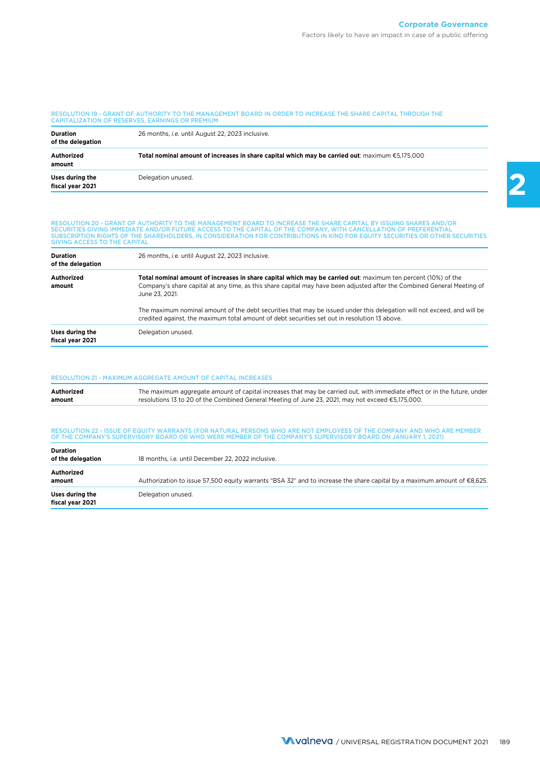#### RESOLUTION 19 - GRANT OF AUTHORITY TO THE MANAGEMENT BOARD IN ORDER TO INCREASE THE SHARE CAPITAL THROUGH THE CAPITALIZATION OF RESERVES, EARNINGS OR PREMIUM

| | |
|---|---|
| **Duration of the delegation** | 26 months, *i.e.* until August 22, 2023 inclusive. |
| **Authorized amount** | **Total nominal amount of increases in share capital which may be carried out**: maximum €5,175,000 |
| **Uses during the fiscal year 2021** | Delegation unused. |

#### RESOLUTION 20 - GRANT OF AUTHORITY TO THE MANAGEMENT BOARD TO INCREASE THE SHARE CAPITAL BY ISSUING SHARES AND/OR SECURITIES GIVING IMMEDIATE AND/OR FUTURE ACCESS TO THE CAPITAL OF THE COMPANY, WITH CANCELLATION OF PREFERENTIAL SUBSCRIPTION RIGHTS OF THE SHAREHOLDERS, IN CONSIDERATION FOR CONTRIBUTIONS IN KIND FOR EQUITY SECURITIES OR OTHER SECURITIES GIVING ACCESS TO THE CAPITAL

| | |
|---|---|
| **Duration of the delegation** | 26 months, *i.e.* until August 22, 2023 inclusive. |
| **Authorized amount** | **Total nominal amount of increases in share capital which may be carried out**: maximum ten percent (10%) of the Company's share capital at any time, as this share capital may have been adjusted after the Combined General Meeting of June 23, 2021.<br><br>The maximum nominal amount of the debt securities that may be issued under this delegation will not exceed, and will be credited against, the maximum total amount of debt securities set out in resolution 13 above. |
| **Uses during the fiscal year 2021** | Delegation unused. |

#### RESOLUTION 21 - MAXIMUM AGGREGATE AMOUNT OF CAPITAL INCREASES

| | |
|---|---|
| **Authorized amount** | The maximum aggregate amount of capital increases that may be carried out, with immediate effect or in the future, under resolutions 13 to 20 of the Combined General Meeting of June 23, 2021, may not exceed €5,175,000. |

#### RESOLUTION 22 - ISSUE OF EQUITY WARRANTS (FOR NATURAL PERSONS WHO ARE NOT EMPLOYEES OF THE COMPANY AND WHO ARE MEMBER OF THE COMPANY'S SUPERVISORY BOARD OR WHO WERE MEMBER OF THE COMPANY'S SUPERVISORY BOARD ON JANUARY 1, 2021)

| | |
|---|---|
| **Duration of the delegation** | 18 months, i.e. until December 22, 2022 inclusive. |
| **Authorized amount** | Authorization to issue 57,500 equity warrants "BSA 32" and to increase the share capital by a maximum amount of €8,625. |
| **Uses during the fiscal year 2021** | Delegation unused. |